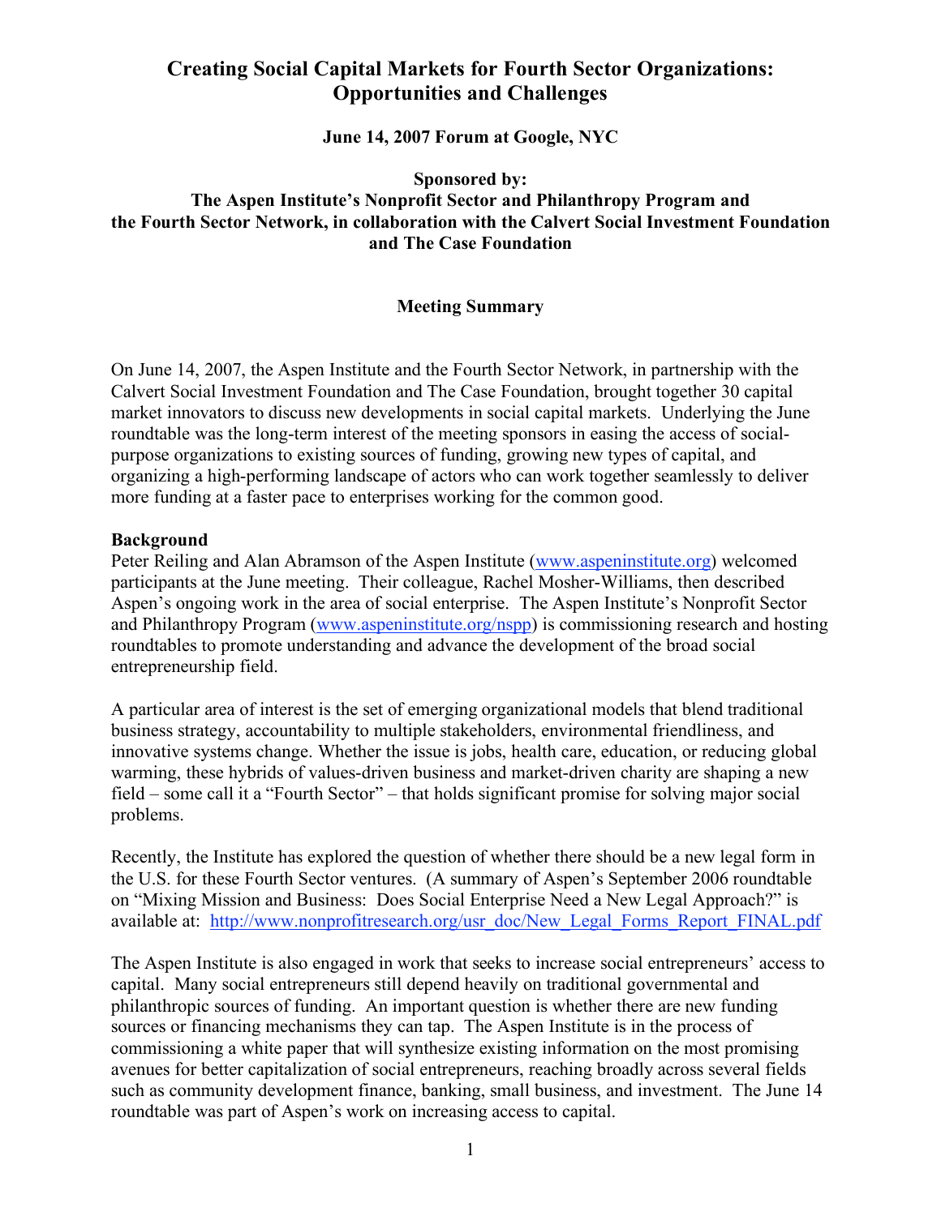# Creating Social Capital Markets for Fourth Sector Organizations: Opportunities and Challenges

**June 14, 2007 Forum at Google, NYC**

**Sponsored by:**
**The Aspen Institute's Nonprofit Sector and Philanthropy Program and the Fourth Sector Network, in collaboration with the Calvert Social Investment Foundation and The Case Foundation**

## Meeting Summary

On June 14, 2007, the Aspen Institute and the Fourth Sector Network, in partnership with the Calvert Social Investment Foundation and The Case Foundation, brought together 30 capital market innovators to discuss new developments in social capital markets. Underlying the June roundtable was the long-term interest of the meeting sponsors in easing the access of social-purpose organizations to existing sources of funding, growing new types of capital, and organizing a high-performing landscape of actors who can work together seamlessly to deliver more funding at a faster pace to enterprises working for the common good.

**Background**
Peter Reiling and Alan Abramson of the Aspen Institute (www.aspeninstitute.org) welcomed participants at the June meeting. Their colleague, Rachel Mosher-Williams, then described Aspen's ongoing work in the area of social enterprise. The Aspen Institute's Nonprofit Sector and Philanthropy Program (www.aspeninstitute.org/nspp) is commissioning research and hosting roundtables to promote understanding and advance the development of the broad social entrepreneurship field.

A particular area of interest is the set of emerging organizational models that blend traditional business strategy, accountability to multiple stakeholders, environmental friendliness, and innovative systems change. Whether the issue is jobs, health care, education, or reducing global warming, these hybrids of values-driven business and market-driven charity are shaping a new field – some call it a "Fourth Sector" – that holds significant promise for solving major social problems.

Recently, the Institute has explored the question of whether there should be a new legal form in the U.S. for these Fourth Sector ventures. (A summary of Aspen's September 2006 roundtable on "Mixing Mission and Business: Does Social Enterprise Need a New Legal Approach?" is available at: http://www.nonprofitresearch.org/usr_doc/New_Legal_Forms_Report_FINAL.pdf

The Aspen Institute is also engaged in work that seeks to increase social entrepreneurs' access to capital. Many social entrepreneurs still depend heavily on traditional governmental and philanthropic sources of funding. An important question is whether there are new funding sources or financing mechanisms they can tap. The Aspen Institute is in the process of commissioning a white paper that will synthesize existing information on the most promising avenues for better capitalization of social entrepreneurs, reaching broadly across several fields such as community development finance, banking, small business, and investment. The June 14 roundtable was part of Aspen's work on increasing access to capital.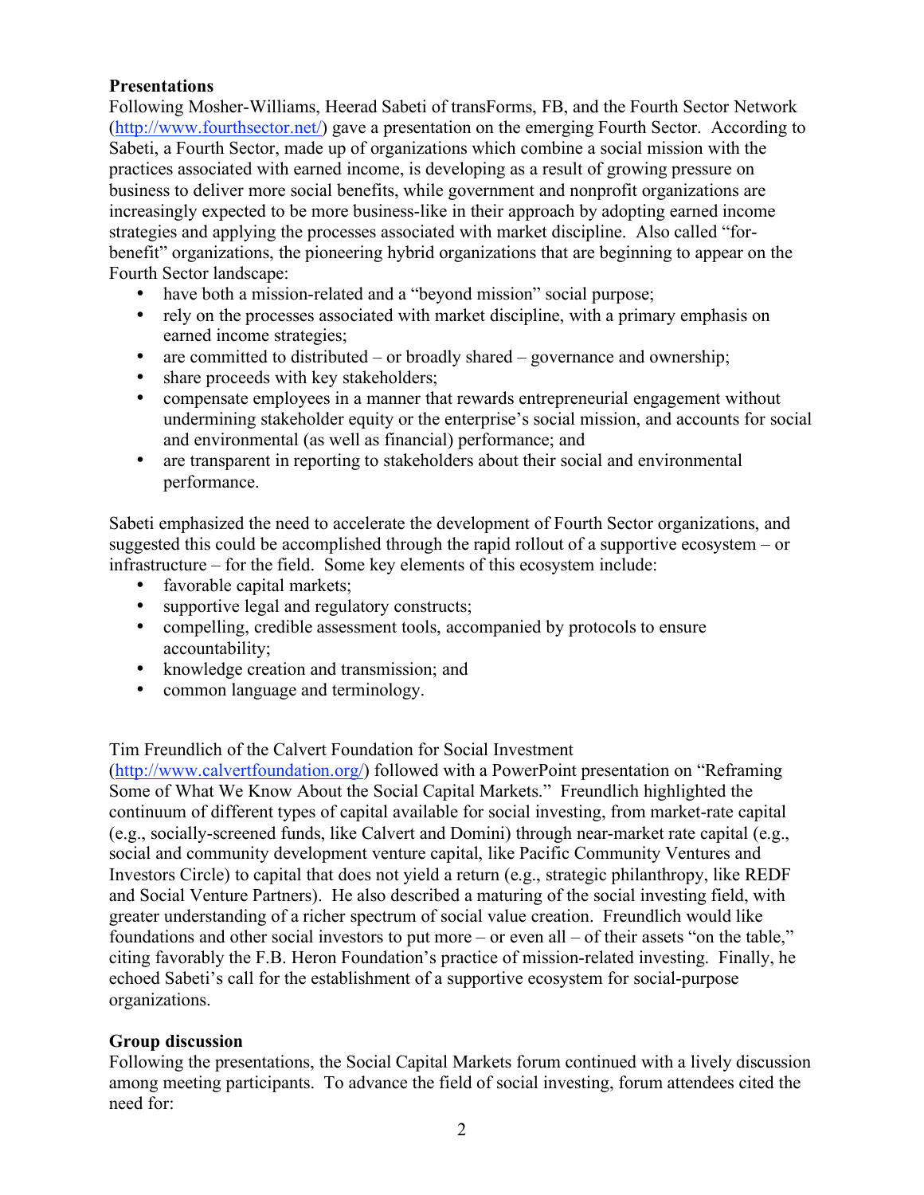## Presentations

Following Mosher-Williams, Heerad Sabeti of transForms, FB, and the Fourth Sector Network (http://www.fourthsector.net/) gave a presentation on the emerging Fourth Sector. According to Sabeti, a Fourth Sector, made up of organizations which combine a social mission with the practices associated with earned income, is developing as a result of growing pressure on business to deliver more social benefits, while government and nonprofit organizations are increasingly expected to be more business-like in their approach by adopting earned income strategies and applying the processes associated with market discipline. Also called "for-benefit" organizations, the pioneering hybrid organizations that are beginning to appear on the Fourth Sector landscape:

- have both a mission-related and a "beyond mission" social purpose;
- rely on the processes associated with market discipline, with a primary emphasis on earned income strategies;
- are committed to distributed – or broadly shared – governance and ownership;
- share proceeds with key stakeholders;
- compensate employees in a manner that rewards entrepreneurial engagement without undermining stakeholder equity or the enterprise's social mission, and accounts for social and environmental (as well as financial) performance; and
- are transparent in reporting to stakeholders about their social and environmental performance.

Sabeti emphasized the need to accelerate the development of Fourth Sector organizations, and suggested this could be accomplished through the rapid rollout of a supportive ecosystem – or infrastructure – for the field. Some key elements of this ecosystem include:

- favorable capital markets;
- supportive legal and regulatory constructs;
- compelling, credible assessment tools, accompanied by protocols to ensure accountability;
- knowledge creation and transmission; and
- common language and terminology.

Tim Freundlich of the Calvert Foundation for Social Investment (http://www.calvertfoundation.org/) followed with a PowerPoint presentation on "Reframing Some of What We Know About the Social Capital Markets." Freundlich highlighted the continuum of different types of capital available for social investing, from market-rate capital (e.g., socially-screened funds, like Calvert and Domini) through near-market rate capital (e.g., social and community development venture capital, like Pacific Community Ventures and Investors Circle) to capital that does not yield a return (e.g., strategic philanthropy, like REDF and Social Venture Partners). He also described a maturing of the social investing field, with greater understanding of a richer spectrum of social value creation. Freundlich would like foundations and other social investors to put more – or even all – of their assets "on the table," citing favorably the F.B. Heron Foundation's practice of mission-related investing. Finally, he echoed Sabeti's call for the establishment of a supportive ecosystem for social-purpose organizations.

## Group discussion

Following the presentations, the Social Capital Markets forum continued with a lively discussion among meeting participants. To advance the field of social investing, forum attendees cited the need for: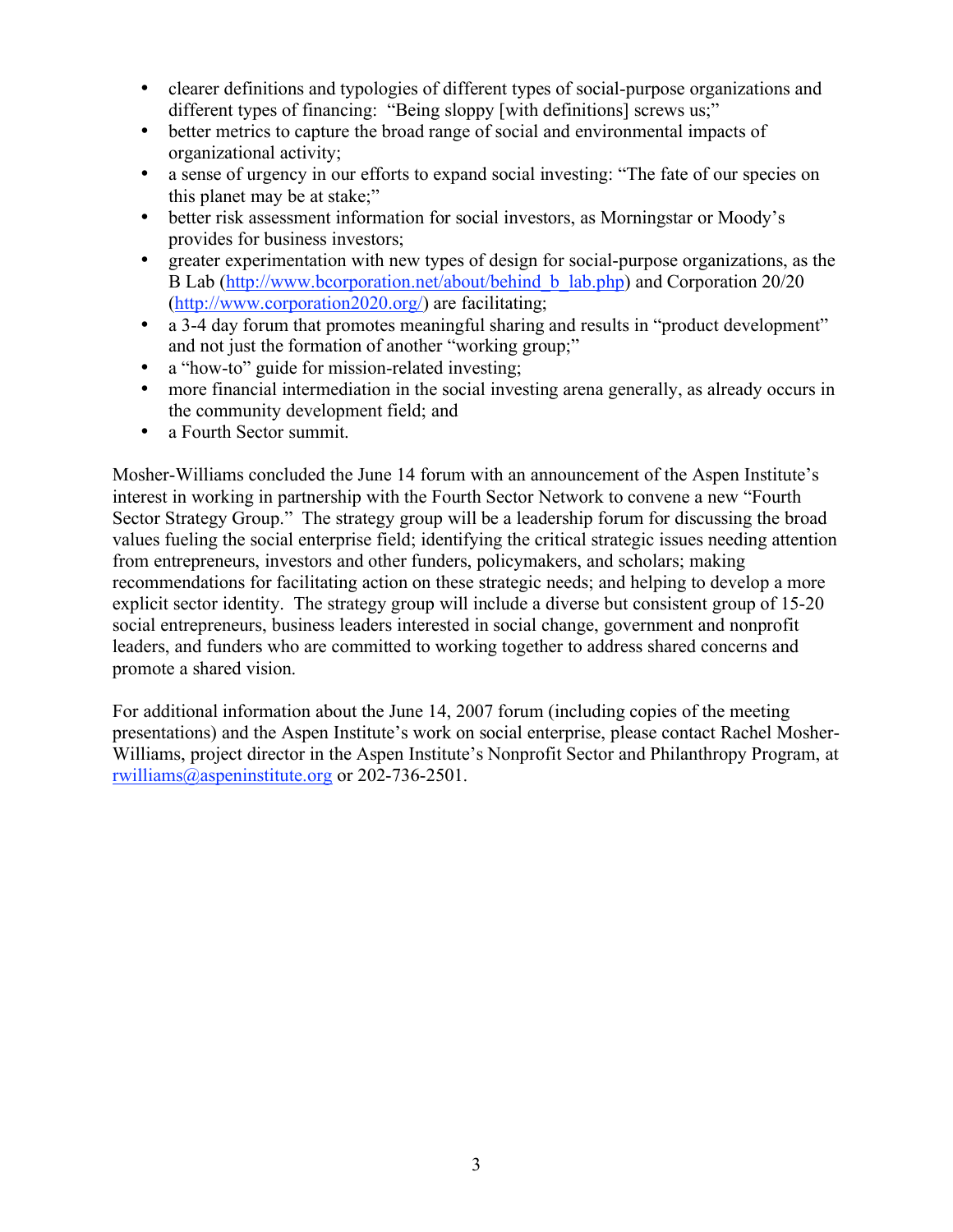- clearer definitions and typologies of different types of social-purpose organizations and different types of financing: "Being sloppy [with definitions] screws us;"
- better metrics to capture the broad range of social and environmental impacts of organizational activity;
- a sense of urgency in our efforts to expand social investing: "The fate of our species on this planet may be at stake;"
- better risk assessment information for social investors, as Morningstar or Moody's provides for business investors;
- greater experimentation with new types of design for social-purpose organizations, as the B Lab (http://www.bcorporation.net/about/behind_b_lab.php) and Corporation 20/20 (http://www.corporation2020.org/) are facilitating;
- a 3-4 day forum that promotes meaningful sharing and results in "product development" and not just the formation of another "working group;"
- a "how-to" guide for mission-related investing;
- more financial intermediation in the social investing arena generally, as already occurs in the community development field; and
- a Fourth Sector summit.

Mosher-Williams concluded the June 14 forum with an announcement of the Aspen Institute's interest in working in partnership with the Fourth Sector Network to convene a new "Fourth Sector Strategy Group." The strategy group will be a leadership forum for discussing the broad values fueling the social enterprise field; identifying the critical strategic issues needing attention from entrepreneurs, investors and other funders, policymakers, and scholars; making recommendations for facilitating action on these strategic needs; and helping to develop a more explicit sector identity. The strategy group will include a diverse but consistent group of 15-20 social entrepreneurs, business leaders interested in social change, government and nonprofit leaders, and funders who are committed to working together to address shared concerns and promote a shared vision.

For additional information about the June 14, 2007 forum (including copies of the meeting presentations) and the Aspen Institute's work on social enterprise, please contact Rachel Mosher-Williams, project director in the Aspen Institute's Nonprofit Sector and Philanthropy Program, at rwilliams@aspeninstitute.org or 202-736-2501.